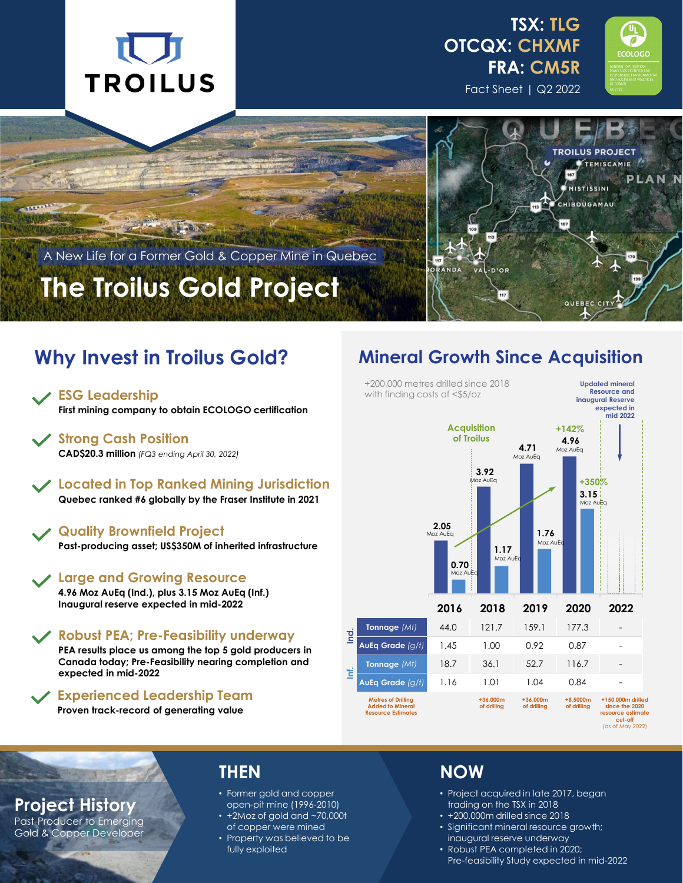# TROILUS

**TSX: TLG**
**OTCQX: CHXMF**
**FRA: CM5R**

Fact Sheet | Q2 2022

ECOLOGO

A New Life for a Former Gold & Copper Mine in Quebec

# The Troilus Gold Project

TROILUS PROJECT — TEMISCAMIE, MISTISSINI, CHIBOUGAMAU, PLAN NORD, NORANDA, VAL-D'OR, QUEBEC CITY

## Why Invest in Troilus Gold?

- **ESG Leadership**
  **First mining company to obtain ECOLOGO certification**
- **Strong Cash Position**
  **CAD$20.3 million** *(FQ3 ending April 30, 2022)*
- **Located in Top Ranked Mining Jurisdiction**
  **Quebec ranked #6 globally by the Fraser Institute in 2021**
- **Quality Brownfield Project**
  **Past-producing asset; US$350M of inherited infrastructure**
- **Large and Growing Resource**
  **4.96 Moz AuEq (Ind.), plus 3.15 Moz AuEq (Inf.)**
  **Inaugural reserve expected in mid-2022**
- **Robust PEA; Pre-Feasibility underway**
  **PEA results place us among the top 5 gold producers in Canada today; Pre-Feasibility nearing completion and expected in mid-2022**
- **Experienced Leadership Team**
  **Proven track-record of generating value**

## Mineral Growth Since Acquisition

+200,000 metres drilled since 2018 with finding costs of <$5/oz

Acquisition of Troilus

Updated mineral Resource and inaugural Reserve expected in mid 2022

| | | 2016 | 2018 | 2019 | 2020 | 2022 |
|---|---|---|---|---|---|---|
| Ind. (Moz AuEq) | | 2.05 | 3.92 | 4.71 | 4.96 (+142%) | |
| Inf. (Moz AuEq) | | 0.70 | 1.17 | 1.76 | 3.15 (+350%) | |
| Ind. | Tonnage *(Mt)* | 44.0 | 121.7 | 159.1 | 177.3 | - |
| | AuEq Grade *(g/t)* | 1.45 | 1.00 | 0.92 | 0.87 | - |
| Inf. | Tonnage *(Mt)* | 18.7 | 36.1 | 52.7 | 116.7 | - |
| | AuEq Grade *(g/t)* | 1.16 | 1.01 | 1.04 | 0.84 | - |
| Metres of Drilling Added to Mineral Resource Estimates | | | +36,000m of drilling | +36,000m of drilling | +8,5000m of drilling | +150,000m drilled since the 2020 resource estimate cut-off (as of May 2022) |

## Project History

Past-Producer to Emerging Gold & Copper Developer

### THEN

- Former gold and copper open-pit mine (1996-2010)
- +2Moz of gold and ~70,000t of copper were mined
- Property was believed to be fully exploited

### NOW

- Project acquired in late 2017, began trading on the TSX in 2018
- +200,000m drilled since 2018
- Significant mineral resource growth; inaugural reserve underway
- Robust PEA completed in 2020; Pre-feasibility Study expected in mid-2022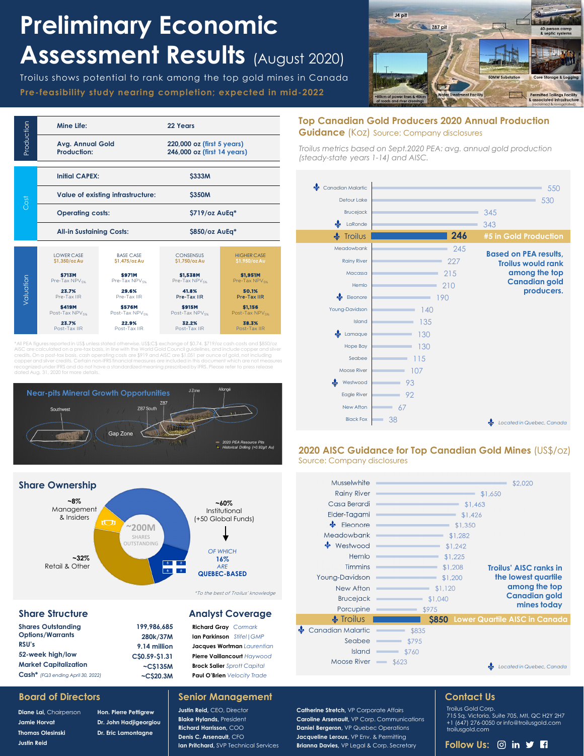# Preliminary Economic Assessment Results (August 2020)

Troilus shows potential to rank among the top gold mines in Canada

**Pre-feasibility study nearing completion; expected in mid-2022**

J4 pit
Z87 pit
60-person camp & septic systems
50MW Substation
Core Storage & Logging
+85km of power lines & 40km of roads and river crossings
Water Treatment Facility
Permitted Tailings Facility & associated infrastructure (reclaimed & revegetated)

| | | |
|---|---|---|
| Production | **Mine Life:** | **22 Years** |
| | **Avg. Annual Gold Production:** | **220,000 oz** (first 5 years) **246,000 oz** (first 14 years) |
| Cost | **Initial CAPEX:** | **$333M** |
| | **Value of existing infrastructure:** | **$350M** |
| | **Operating costs:** | **$719/oz AuEq*** |
| | **All-in Sustaining Costs:** | **$850/oz AuEq*** |

| Valuation | LOWER CASE $1,350/oz Au | BASE CASE $1,475/oz Au | CONSENSUS $1,750/oz Au | HIGHER CASE $1,950/oz Au |
|---|---|---|---|---|
| Pre-Tax $NPV_{5\%}$ | **$713M** | **$971M** | **$1,538M** | **$1,951M** |
| Pre-Tax IIR | **23.7%** | **29.6%** | **41.8%** | **50.1%** |
| Post-Tax $NPV_{5\%}$ | **$419M** | **$576M** | **$915M** | **$1,156** |
| Post-Tax IIR | **23.7%** | **22.9%** | **32.2%** | **38.3%** |

*All PEA figures reported in US$ unless stated otherwise. US$:C$ exchange of $0.74. $719/oz cash costs and $850/oz AISC are calculated on a pre-tax basis, in line with the World Gold Council guidelines, and include copper and silver credits. On a post-tax basis, cash operating costs are $919 and AISC are $1,051 per ounce of gold, not including copper and silver credits. Certain non-IFRS financial measures are included in this document which are not measures recognized under IFRS and do not have a standardized meaning prescribed by IFRS. Please refer to press release dated Aug. 31, 2020 for more details.

## Near-pits Mineral Growth Opportunities

J Zone
Allongé
Z87
Southwest
Z87 South
Gap Zone
2020 PEA Resource Pits
Historical Drilling (>0.92g/t Au)

## Share Ownership

~8% Management & Insiders

~60% Institutional (+50 Global Funds)

~32% Retail & Other

~200M SHARES OUTSTANDING

OF WHICH 16% ARE QUEBEC-BASED

*To the best of Troilus' knowledge

## Share Structure

| | |
|---|---|
| **Shares Outstanding** | **199,986,685** |
| **Options/Warrants** | **280k/37M** |
| **RSU's** | **9.14 million** |
| **52-week high/low** | **C$0.59-$1.31** |
| **Market Capitalization** | **~C$135M** |
| **Cash*** (FQ3 ending April 30, 2022) | **~C$20.3M** |

## Analyst Coverage

- **Richard Gray** *Cormark*
- **Ian Parkinson** *Stifel | GMP*
- **Jacques Wortman** *Laurentian*
- **Pierre Vaillancourt** *Haywood*
- **Brock Salier** *Sprott Capital*
- **Paul O'Brien** *Velocity Trade*

## Top Canadian Gold Producers 2020 Annual Production Guidance (Koz) Source: Company disclosures

*Troilus metrics based on Sept.2020 PEA: avg. annual gold production (steady-state years 1-14) and AISC.*

Canadian Malartic 550
Detour Lake 530
Brucejack 345
LaRonde 343
Troilus 246 — #5 in Gold Production
Meadowbank 245
Rainy River 227
Macassa 215
Hemlo 210
Eleonore 190
Young-Davidson 140
Island 135
Lamaque 130
Hope Bay 130
Seabee 115
Moose River 107
Westwood 93
Eagle River 92
New Afton 67
Black Fox 38

**Based on PEA results, Troilus would rank among the top Canadian gold producers.**

*Located in Quebec, Canada*

## 2020 AISC Guidance for Top Canadian Gold Mines (US$/oz) Source: Company disclosures

Musselwhite $2,020
Rainy River $1,650
Casa Berardi $1,463
Elder-Tagami $1,426
Eleonore $1,350
Meadowbank $1,282
Westwood $1,242
Hemlo $1,225
Timmins $1,208
Young-Davidson $1,200
New Afton $1,120
Brucejack $1,040
Porcupine $975
Troilus $850 — Lower Quartile AISC in Canada
Canadian Malartic $835
Seabee $795
Island $760
Moose River $623

**Troilus' AISC ranks in the lowest quartile among the top Canadian gold mines today**

*Located in Quebec, Canada*

## Board of Directors

- **Diane Lai**, Chairperson
- **Jamie Horvat**
- **Thomas Olesinski**
- **Justin Reid**
- **Hon. Pierre Pettigrew**
- **Dr. John Hadjigeorgiou**
- **Dr. Eric Lamontagne**

## Senior Management

- **Justin Reid**, CEO, Director
- **Blake Hylands**, President
- **Richard Harrison**, COO
- **Denis C. Arsenault**, CFO
- **Ian Pritchard**, SVP Technical Services
- **Catherine Stretch**, VP Corporate Affairs
- **Caroline Arsenault**, VP Corp. Communications
- **Daniel Bergeron**, VP Quebec Operations
- **Jacqueline Leroux**, VP Env. & Permitting
- **Brianna Davies**, VP Legal & Corp. Secretary

## Contact Us

Troilus Gold Corp.
715 Sq. Victoria, Suite 705, Mtl, QC H2Y 2H7
+1 (647) 276-0050 or info@troilusgold.com
troilusgold.com

**Follow Us:**